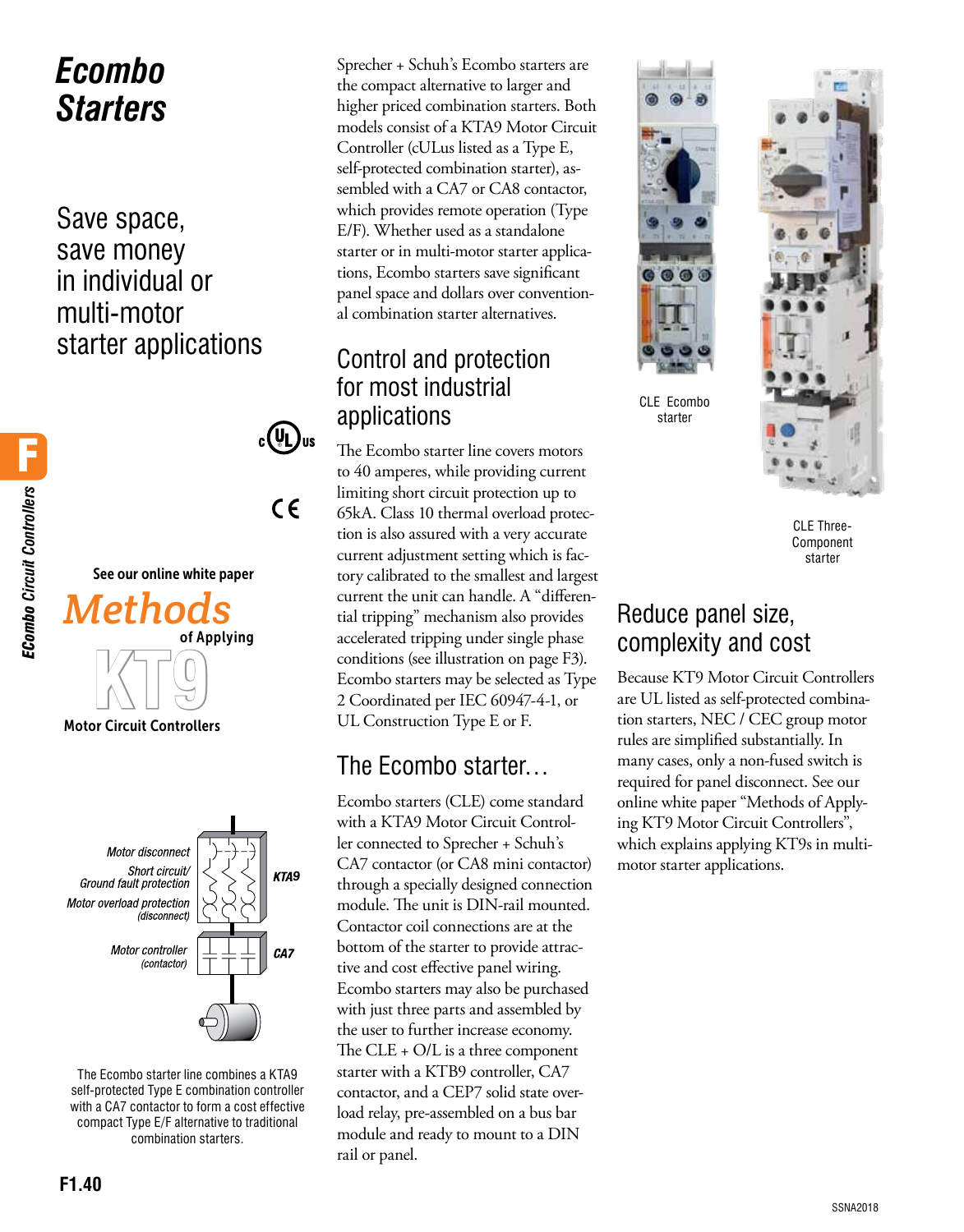# Ecombo Starters

## Save space, save money in individual or multi-motor starter applications

See our online white paper

**Methods of Applying KT9 Motor Circuit Controllers**

Motor disconnect
Short circuit/ Ground fault protection
Motor overload protection (disconnect)
KTA9

Motor controller (contactor)
CA7

The Ecombo starter line combines a KTA9 self-protected Type E combination controller with a CA7 contactor to form a cost effective compact Type E/F alternative to traditional combination starters.

Sprecher + Schuh's Ecombo starters are the compact alternative to larger and higher priced combination starters. Both models consist of a KTA9 Motor Circuit Controller (cULus listed as a Type E, self-protected combination starter), assembled with a CA7 or CA8 contactor, which provides remote operation (Type E/F). Whether used as a standalone starter or in multi-motor starter applications, Ecombo starters save significant panel space and dollars over conventional combination starter alternatives.

## Control and protection for most industrial applications

The Ecombo starter line covers motors to 40 amperes, while providing current limiting short circuit protection up to 65kA. Class 10 thermal overload protection is also assured with a very accurate current adjustment setting which is factory calibrated to the smallest and largest current the unit can handle. A "differential tripping" mechanism also provides accelerated tripping under single phase conditions (see illustration on page F3). Ecombo starters may be selected as Type 2 Coordinated per IEC 60947-4-1, or UL Construction Type E or F.

## The Ecombo starter…

Ecombo starters (CLE) come standard with a KTA9 Motor Circuit Controller connected to Sprecher + Schuh's CA7 contactor (or CA8 mini contactor) through a specially designed connection module. The unit is DIN-rail mounted. Contactor coil connections are at the bottom of the starter to provide attractive and cost effective panel wiring. Ecombo starters may also be purchased with just three parts and assembled by the user to further increase economy. The CLE + O/L is a three component starter with a KTB9 controller, CA7 contactor, and a CEP7 solid state overload relay, pre-assembled on a bus bar module and ready to mount to a DIN rail or panel.

CLE Ecombo starter

CLE Three-Component starter

## Reduce panel size, complexity and cost

Because KT9 Motor Circuit Controllers are UL listed as self-protected combination starters, NEC / CEC group motor rules are simplified substantially. In many cases, only a non-fused switch is required for panel disconnect. See our online white paper "Methods of Applying KT9 Motor Circuit Controllers", which explains applying KT9s in multi-motor starter applications.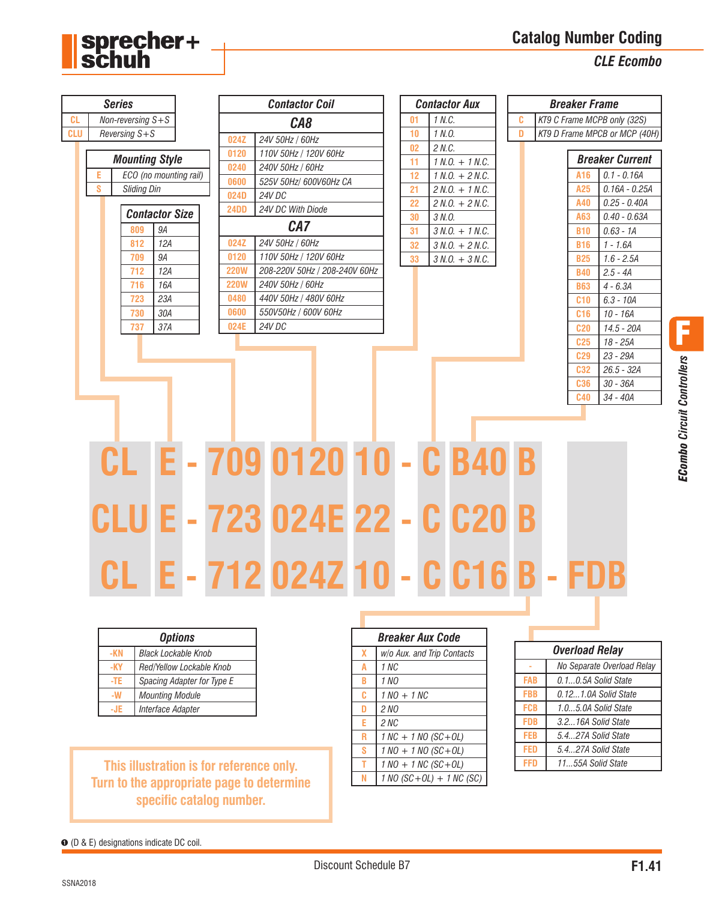# Catalog Number Coding

## CLE Ecombo

| Series | |
|---|---|
| CL | Non-reversing S+S |
| CLU | Reversing S+S |

| Mounting Style | |
|---|---|
| E | ECO (no mounting rail) |
| S | Sliding Din |

| Contactor Size | |
|---|---|
| 809 | 9A |
| 812 | 12A |
| 709 | 9A |
| 712 | 12A |
| 716 | 16A |
| 723 | 23A |
| 730 | 30A |
| 737 | 37A |

| Contactor Coil | |
|---|---|
| **CA8** | |
| 024Z | 24V 50Hz / 60Hz |
| 0120 | 110V 50Hz / 120V 60Hz |
| 0240 | 240V 50Hz / 60Hz |
| 0600 | 525V 50Hz/ 600V60Hz CA |
| 024D | 24V DC |
| 24DD | 24V DC With Diode |
| **CA7** | |
| 024Z | 24V 50Hz / 60Hz |
| 0120 | 110V 50Hz / 120V 60Hz |
| 220W | 208-220V 50Hz / 208-240V 60Hz |
| 220W | 240V 50Hz / 60Hz |
| 0480 | 440V 50Hz / 480V 60Hz |
| 0600 | 550V50Hz / 600V 60Hz |
| 024E | 24V DC |

| Contactor Aux | |
|---|---|
| 01 | 1 N.C. |
| 10 | 1 N.O. |
| 02 | 2 N.C. |
| 11 | 1 N.O. + 1 N.C. |
| 12 | 1 N.O. + 2 N.C. |
| 21 | 2 N.O. + 1 N.C. |
| 22 | 2 N.O. + 2 N.C. |
| 30 | 3 N.O. |
| 31 | 3 N.O. + 1 N.C. |
| 32 | 3 N.O. + 2 N.C. |
| 33 | 3 N.O. + 3 N.C. |

| Breaker Frame | |
|---|---|
| C | KT9 C Frame MCPB only (32S) |
| D | KT9 D Frame MPCB or MCP (40H) |

| Breaker Current | |
|---|---|
| A16 | 0.1 - 0.16A |
| A25 | 0.16A - 0.25A |
| A40 | 0.25 - 0.40A |
| A63 | 0.40 - 0.63A |
| B10 | 0.63 - 1A |
| B16 | 1 - 1.6A |
| B25 | 1.6 - 2.5A |
| B40 | 2.5 - 4A |
| B63 | 4 - 6.3A |
| C10 | 6.3 - 10A |
| C16 | 10 - 16A |
| C20 | 14.5 - 20A |
| C25 | 18 - 25A |
| C29 | 23 - 29A |
| C32 | 26.5 - 32A |
| C36 | 30 - 36A |
| C40 | 34 - 40A |

**Examples:**

CL E - 709 0120 10 - C B40 B

CLU E - 723 024E 22 - C C20 B

CL E - 712 024Z 10 - C C16 B - FDB

| Options | |
|---|---|
| -KN | Black Lockable Knob |
| -KY | Red/Yellow Lockable Knob |
| -TE | Spacing Adapter for Type E |
| -W | Mounting Module |
| -JE | Interface Adapter |

| Breaker Aux Code | |
|---|---|
| X | w/o Aux. and Trip Contacts |
| A | 1 NC |
| B | 1 NO |
| C | 1 NO + 1 NC |
| D | 2 NO |
| E | 2 NC |
| R | 1 NC + 1 NO (SC+OL) |
| S | 1 NO + 1 NO (SC+OL) |
| T | 1 NO + 1 NC (SC+OL) |
| N | 1 NO (SC+OL) + 1 NC (SC) |

| Overload Relay | |
|---|---|
| - | No Separate Overload Relay |
| FAB | 0.1...0.5A Solid State |
| FBB | 0.12...1.0A Solid State |
| FCB | 1.0...5.0A Solid State |
| FDB | 3.2...16A Solid State |
| FEB | 5.4...27A Solid State |
| FED | 5.4...27A Solid State |
| FFD | 11...55A Solid State |

This illustration is for reference only. Turn to the appropriate page to determine specific catalog number.

❶ (D & E) designations indicate DC coil.

Discount Schedule B7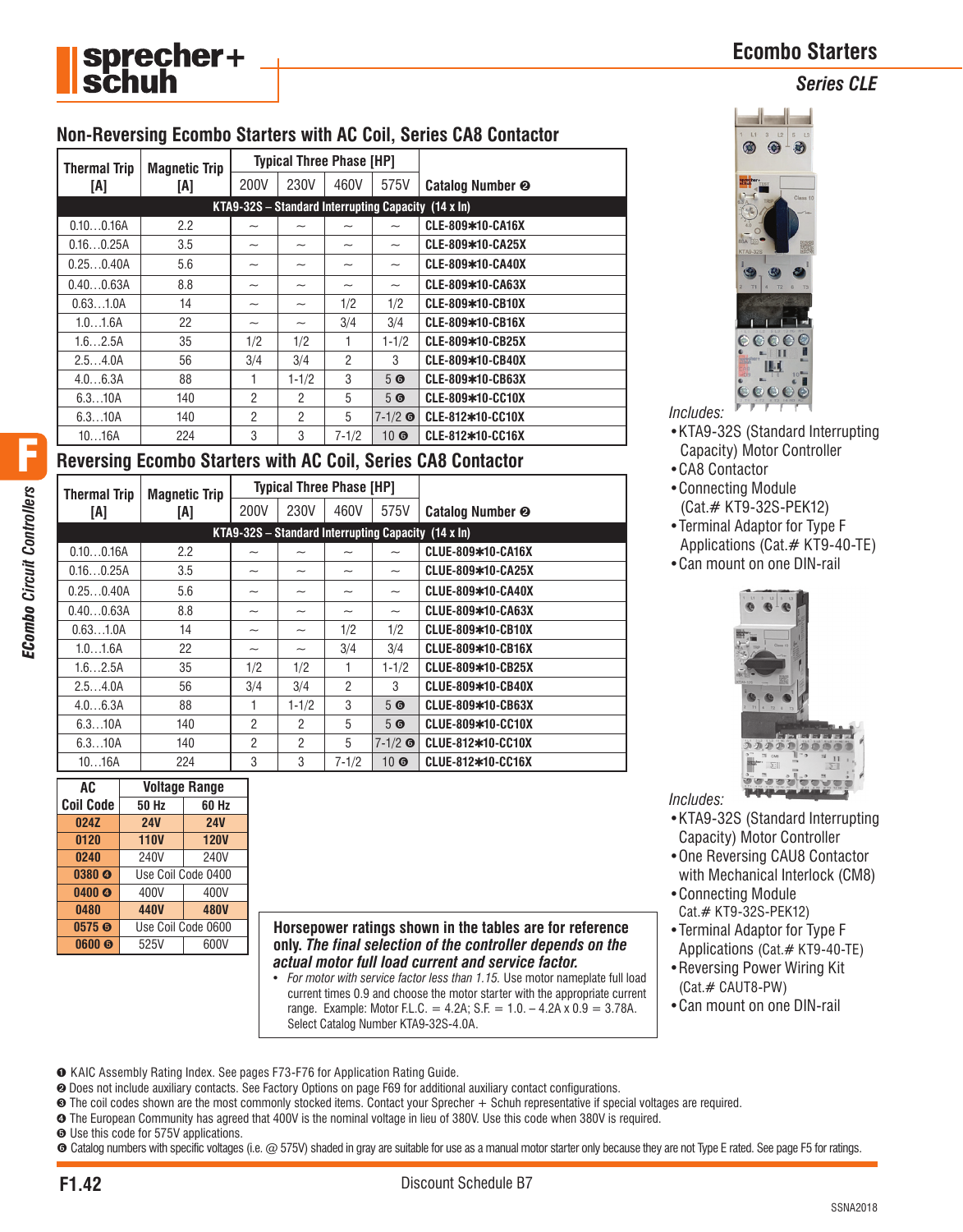# Ecombo Starters

## Series CLE

## Non-Reversing Ecombo Starters with AC Coil, Series CA8 Contactor

| Thermal Trip [A] | Magnetic Trip [A] | Typical Three Phase [HP] | | | | Catalog Number ❷ |
|---|---|---|---|---|---|---|
| | | 200V | 230V | 460V | 575V | |
| **KTA9-32S – Standard Interrupting Capacity (14 x In)** | | | | | | |
| 0.10…0.16A | 2.2 | ~ | ~ | ~ | ~ | CLE-809✱10-CA16X |
| 0.16…0.25A | 3.5 | ~ | ~ | ~ | ~ | CLE-809✱10-CA25X |
| 0.25…0.40A | 5.6 | ~ | ~ | ~ | ~ | CLE-809✱10-CA40X |
| 0.40…0.63A | 8.8 | ~ | ~ | ~ | ~ | CLE-809✱10-CA63X |
| 0.63…1.0A | 14 | ~ | ~ | 1/2 | 1/2 | CLE-809✱10-CB10X |
| 1.0…1.6A | 22 | ~ | ~ | 3/4 | 3/4 | CLE-809✱10-CB16X |
| 1.6…2.5A | 35 | 1/2 | 1/2 | 1 | 1-1/2 | CLE-809✱10-CB25X |
| 2.5…4.0A | 56 | 3/4 | 3/4 | 2 | 3 | CLE-809✱10-CB40X |
| 4.0…6.3A | 88 | 1 | 1-1/2 | 3 | 5 ❻ | CLE-809✱10-CB63X |
| 6.3…10A | 140 | 2 | 2 | 5 | 5 ❻ | CLE-809✱10-CC10X |
| 6.3…10A | 140 | 2 | 2 | 5 | 7-1/2 ❻ | CLE-812✱10-CC10X |
| 10…16A | 224 | 3 | 3 | 7-1/2 | 10 ❻ | CLE-812✱10-CC16X |

Includes:
- KTA9-32S (Standard Interrupting Capacity) Motor Controller
- CA8 Contactor
- Connecting Module (Cat.# KT9-32S-PEK12)
- Terminal Adaptor for Type F Applications (Cat.# KT9-40-TE)
- Can mount on one DIN-rail

## Reversing Ecombo Starters with AC Coil, Series CA8 Contactor

| Thermal Trip [A] | Magnetic Trip [A] | Typical Three Phase [HP] | | | | Catalog Number ❷ |
|---|---|---|---|---|---|---|
| | | 200V | 230V | 460V | 575V | |
| **KTA9-32S – Standard Interrupting Capacity (14 x In)** | | | | | | |
| 0.10…0.16A | 2.2 | ~ | ~ | ~ | ~ | CLUE-809✱10-CA16X |
| 0.16…0.25A | 3.5 | ~ | ~ | ~ | ~ | CLUE-809✱10-CA25X |
| 0.25…0.40A | 5.6 | ~ | ~ | ~ | ~ | CLUE-809✱10-CA40X |
| 0.40…0.63A | 8.8 | ~ | ~ | ~ | ~ | CLUE-809✱10-CA63X |
| 0.63…1.0A | 14 | ~ | ~ | 1/2 | 1/2 | CLUE-809✱10-CB10X |
| 1.0…1.6A | 22 | ~ | ~ | 3/4 | 3/4 | CLUE-809✱10-CB16X |
| 1.6…2.5A | 35 | 1/2 | 1/2 | 1 | 1-1/2 | CLUE-809✱10-CB25X |
| 2.5…4.0A | 56 | 3/4 | 3/4 | 2 | 3 | CLUE-809✱10-CB40X |
| 4.0…6.3A | 88 | 1 | 1-1/2 | 3 | 5 ❻ | CLUE-809✱10-CB63X |
| 6.3…10A | 140 | 2 | 2 | 5 | 5 ❻ | CLUE-809✱10-CC10X |
| 6.3…10A | 140 | 2 | 2 | 5 | 7-1/2 ❻ | CLUE-812✱10-CC10X |
| 10…16A | 224 | 3 | 3 | 7-1/2 | 10 ❻ | CLUE-812✱10-CC16X |

Includes:
- KTA9-32S (Standard Interrupting Capacity) Motor Controller
- One Reversing CAU8 Contactor with Mechanical Interlock (CM8)
- Connecting Module Cat.# KT9-32S-PEK12)
- Terminal Adaptor for Type F Applications (Cat.# KT9-40-TE)
- Reversing Power Wiring Kit (Cat.# CAUT8-PW)
- Can mount on one DIN-rail

| AC Coil Code | Voltage Range | |
|---|---|---|
| | 50 Hz | 60 Hz |
| 024Z | 24V | 24V |
| 0120 | 110V | 120V |
| 0240 | 240V | 240V |
| 0380 ❹ | Use Coil Code 0400 | |
| 0400 ❹ | 400V | 400V |
| 0480 | 440V | 480V |
| 0575 ❺ | Use Coil Code 0600 | |
| 0600 ❺ | 525V | 600V |

**Horsepower ratings shown in the tables are for reference only. *The final selection of the controller depends on the actual motor full load current and service factor.***

- *For motor with service factor less than 1.15.* Use motor nameplate full load current times 0.9 and choose the motor starter with the appropriate current range. Example: Motor F.L.C. = 4.2A; S.F. = 1.0. – 4.2A x 0.9 = 3.78A. Select Catalog Number KTA9-32S-4.0A.

❶ KAIC Assembly Rating Index. See pages F73-F76 for Application Rating Guide.
❷ Does not include auxiliary contacts. See Factory Options on page F69 for additional auxiliary contact configurations.
❸ The coil codes shown are the most commonly stocked items. Contact your Sprecher + Schuh representative if special voltages are required.
❹ The European Community has agreed that 400V is the nominal voltage in lieu of 380V. Use this code when 380V is required.
❺ Use this code for 575V applications.
❻ Catalog numbers with specific voltages (i.e. @ 575V) shaded in gray are suitable for use as a manual motor starter only because they are not Type E rated. See page F5 for ratings.

Discount Schedule B7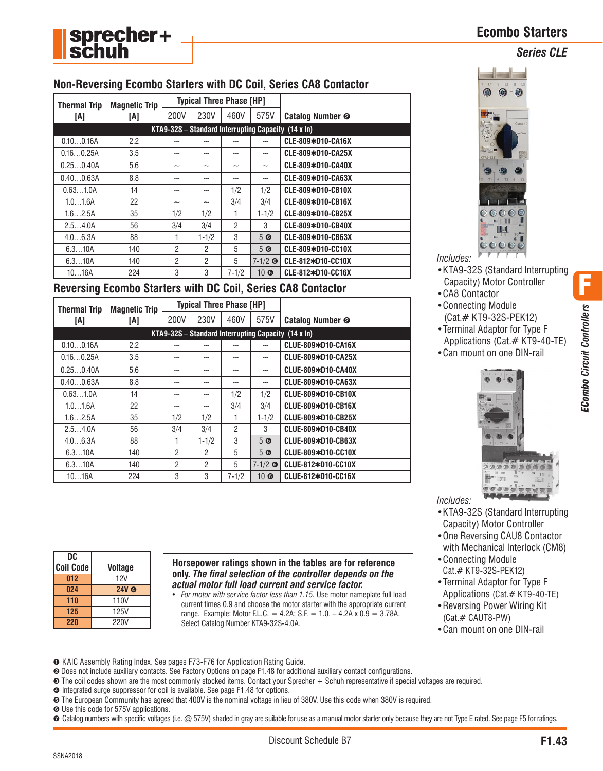# Ecombo Starters

## Series CLE

## Non-Reversing Ecombo Starters with DC Coil, Series CA8 Contactor

| Thermal Trip [A] | Magnetic Trip [A] | Typical Three Phase [HP] | | | | Catalog Number ❷ |
|---|---|---|---|---|---|---|
| | | 200V | 230V | 460V | 575V | |
| **KTA9-32S – Standard Interrupting Capacity (14 x In)** | | | | | | |
| 0.10…0.16A | 2.2 | ~ | ~ | ~ | ~ | CLE-809∗D10-CA16X |
| 0.16…0.25A | 3.5 | ~ | ~ | ~ | ~ | CLE-809∗D10-CA25X |
| 0.25…0.40A | 5.6 | ~ | ~ | ~ | ~ | CLE-809∗D10-CA40X |
| 0.40…0.63A | 8.8 | ~ | ~ | ~ | ~ | CLE-809∗D10-CA63X |
| 0.63…1.0A | 14 | ~ | ~ | 1/2 | 1/2 | CLE-809∗D10-CB10X |
| 1.0…1.6A | 22 | ~ | ~ | 3/4 | 3/4 | CLE-809∗D10-CB16X |
| 1.6…2.5A | 35 | 1/2 | 1/2 | 1 | 1-1/2 | CLE-809∗D10-CB25X |
| 2.5…4.0A | 56 | 3/4 | 3/4 | 2 | 3 | CLE-809∗D10-CB40X |
| 4.0…6.3A | 88 | 1 | 1-1/2 | 3 | 5 ❻ | CLE-809∗D10-CB63X |
| 6.3…10A | 140 | 2 | 2 | 5 | 5 ❻ | CLE-809∗D10-CC10X |
| 6.3…10A | 140 | 2 | 2 | 5 | 7-1/2 ❻ | CLE-812∗D10-CC10X |
| 10…16A | 224 | 3 | 3 | 7-1/2 | 10 ❻ | CLE-812∗D10-CC16X |

*Includes:*
- KTA9-32S (Standard Interrupting Capacity) Motor Controller
- CA8 Contactor
- Connecting Module (Cat.# KT9-32S-PEK12)
- Terminal Adaptor for Type F Applications (Cat.# KT9-40-TE)
- Can mount on one DIN-rail

## Reversing Ecombo Starters with DC Coil, Series CA8 Contactor

| Thermal Trip [A] | Magnetic Trip [A] | Typical Three Phase [HP] | | | | Catalog Number ❷ |
|---|---|---|---|---|---|---|
| | | 200V | 230V | 460V | 575V | |
| **KTA9-32S – Standard Interrupting Capacity (14 x In)** | | | | | | |
| 0.10…0.16A | 2.2 | ~ | ~ | ~ | ~ | CLUE-809∗D10-CA16X |
| 0.16…0.25A | 3.5 | ~ | ~ | ~ | ~ | CLUE-809∗D10-CA25X |
| 0.25…0.40A | 5.6 | ~ | ~ | ~ | ~ | CLUE-809∗D10-CA40X |
| 0.40…0.63A | 8.8 | ~ | ~ | ~ | ~ | CLUE-809∗D10-CA63X |
| 0.63…1.0A | 14 | ~ | ~ | 1/2 | 1/2 | CLUE-809∗D10-CB10X |
| 1.0…1.6A | 22 | ~ | ~ | 3/4 | 3/4 | CLUE-809∗D10-CB16X |
| 1.6…2.5A | 35 | 1/2 | 1/2 | 1 | 1-1/2 | CLUE-809∗D10-CB25X |
| 2.5…4.0A | 56 | 3/4 | 3/4 | 2 | 3 | CLUE-809∗D10-CB40X |
| 4.0…6.3A | 88 | 1 | 1-1/2 | 3 | 5 ❻ | CLUE-809∗D10-CB63X |
| 6.3…10A | 140 | 2 | 2 | 5 | 5 ❻ | CLUE-809∗D10-CC10X |
| 6.3…10A | 140 | 2 | 2 | 5 | 7-1/2 ❻ | CLUE-812∗D10-CC10X |
| 10…16A | 224 | 3 | 3 | 7-1/2 | 10 ❻ | CLUE-812∗D10-CC16X |

*Includes:*
- KTA9-32S (Standard Interrupting Capacity) Motor Controller
- One Reversing CAU8 Contactor with Mechanical Interlock (CM8)
- Connecting Module Cat.# KT9-32S-PEK12)
- Terminal Adaptor for Type F Applications (Cat.# KT9-40-TE)
- Reversing Power Wiring Kit (Cat.# CAUT8-PW)
- Can mount on one DIN-rail

| DC Coil Code | Voltage |
|---|---|
| 012 | 12V |
| 024 | 24V ❹ |
| 110 | 110V |
| 125 | 125V |
| 220 | 220V |

**Horsepower ratings shown in the tables are for reference only. *The final selection of the controller depends on the actual motor full load current and service factor.***
- *For motor with service factor less than 1.15.* Use motor nameplate full load current times 0.9 and choose the motor starter with the appropriate current range. Example: Motor F.L.C. = 4.2A; S.F. = 1.0. – 4.2A x 0.9 = 3.78A. Select Catalog Number KTA9-32S-4.0A.

❶ KAIC Assembly Rating Index. See pages F73-F76 for Application Rating Guide.
❷ Does not include auxiliary contacts. See Factory Options on page F1.48 for additional auxiliary contact configurations.
❸ The coil codes shown are the most commonly stocked items. Contact your Sprecher + Schuh representative if special voltages are required.
❹ Integrated surge suppressor for coil is available. See page F1.48 for options.
❺ The European Community has agreed that 400V is the nominal voltage in lieu of 380V. Use this code when 380V is required.
❻ Use this code for 575V applications.
❼ Catalog numbers with specific voltages (i.e. @ 575V) shaded in gray are suitable for use as a manual motor starter only because they are not Type E rated. See page F5 for ratings.

Discount Schedule B7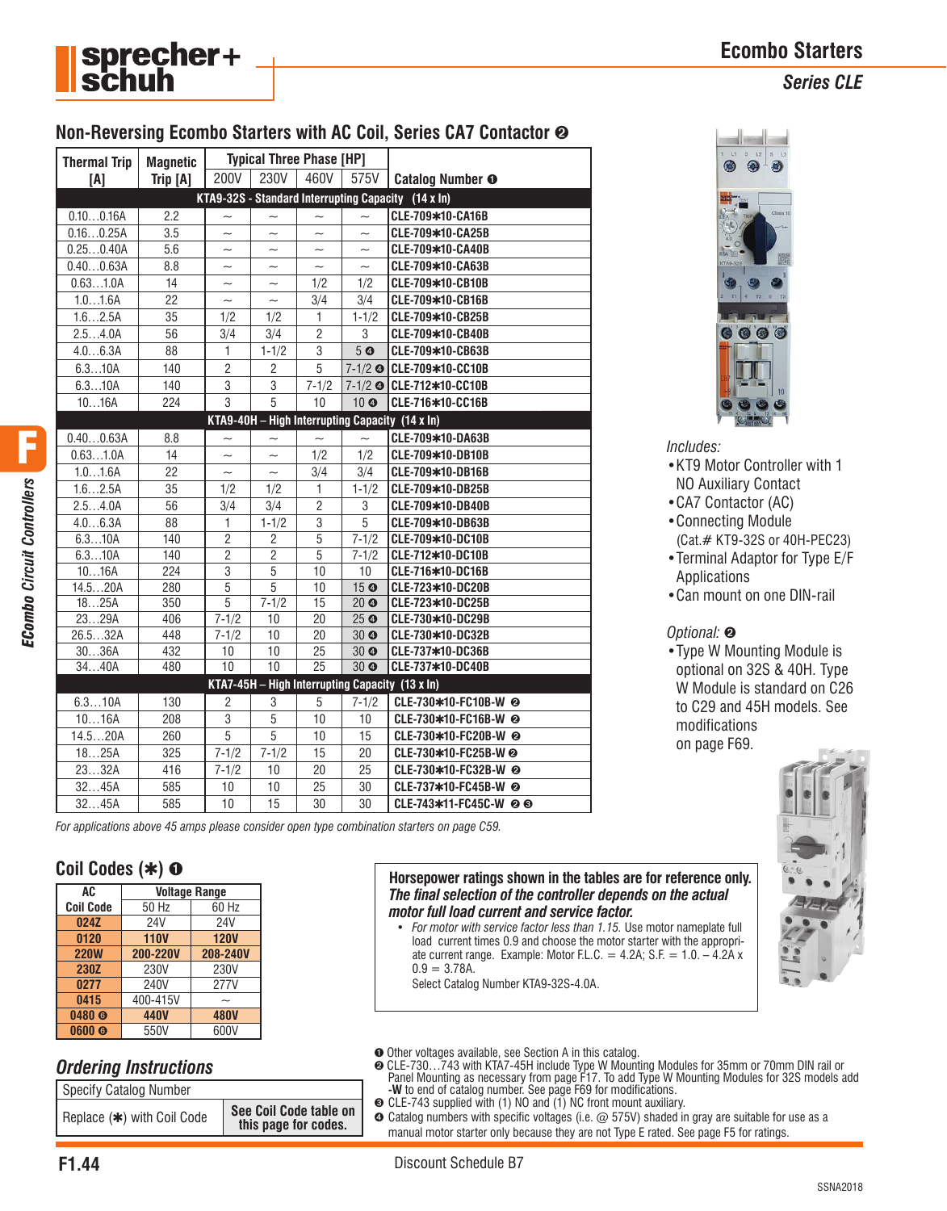# Ecombo Starters

*Series CLE*

## Non-Reversing Ecombo Starters with AC Coil, Series CA7 Contactor ❷

| Thermal Trip [A] | Magnetic Trip [A] | Typical Three Phase [HP] | | | | Catalog Number ❶ |
|---|---|---|---|---|---|---|
| | | 200V | 230V | 460V | 575V | |
| **KTA9-32S - Standard Interrupting Capacity (14 x In)** | | | | | | |
| 0.10…0.16A | 2.2 | ~ | ~ | ~ | ~ | CLE-709✱10-CA16B |
| 0.16…0.25A | 3.5 | ~ | ~ | ~ | ~ | CLE-709✱10-CA25B |
| 0.25…0.40A | 5.6 | ~ | ~ | ~ | ~ | CLE-709✱10-CA40B |
| 0.40…0.63A | 8.8 | ~ | ~ | ~ | ~ | CLE-709✱10-CA63B |
| 0.63…1.0A | 14 | ~ | ~ | 1/2 | 1/2 | CLE-709✱10-CB10B |
| 1.0…1.6A | 22 | ~ | ~ | 3/4 | 3/4 | CLE-709✱10-CB16B |
| 1.6…2.5A | 35 | 1/2 | 1/2 | 1 | 1-1/2 | CLE-709✱10-CB25B |
| 2.5…4.0A | 56 | 3/4 | 3/4 | 2 | 3 | CLE-709✱10-CB40B |
| 4.0…6.3A | 88 | 1 | 1-1/2 | 3 | 5 ❹ | CLE-709✱10-CB63B |
| 6.3…10A | 140 | 2 | 2 | 5 | 7-1/2 ❹ | CLE-709✱10-CC10B |
| 6.3…10A | 140 | 3 | 3 | 7-1/2 | 7-1/2 ❹ | CLE-712✱10-CC10B |
| 10…16A | 224 | 3 | 5 | 10 | 10 ❹ | CLE-716✱10-CC16B |
| **KTA9-40H – High Interrupting Capacity (14 x In)** | | | | | | |
| 0.40…0.63A | 8.8 | ~ | ~ | ~ | ~ | CLE-709✱10-DA63B |
| 0.63…1.0A | 14 | ~ | ~ | 1/2 | 1/2 | CLE-709✱10-DB10B |
| 1.0…1.6A | 22 | ~ | ~ | 3/4 | 3/4 | CLE-709✱10-DB16B |
| 1.6…2.5A | 35 | 1/2 | 1/2 | 1 | 1-1/2 | CLE-709✱10-DB25B |
| 2.5…4.0A | 56 | 3/4 | 3/4 | 2 | 3 | CLE-709✱10-DB40B |
| 4.0…6.3A | 88 | 1 | 1-1/2 | 3 | 5 | CLE-709✱10-DB63B |
| 6.3…10A | 140 | 2 | 2 | 5 | 7-1/2 | CLE-709✱10-DC10B |
| 6.3…10A | 140 | 2 | 2 | 5 | 7-1/2 | CLE-712✱10-DC10B |
| 10…16A | 224 | 3 | 5 | 10 | 10 | CLE-716✱10-DC16B |
| 14.5…20A | 280 | 5 | 5 | 10 | 15 ❹ | CLE-723✱10-DC20B |
| 18…25A | 350 | 5 | 7-1/2 | 15 | 20 ❹ | CLE-723✱10-DC25B |
| 23…29A | 406 | 7-1/2 | 10 | 20 | 25 ❹ | CLE-730✱10-DC29B |
| 26.5…32A | 448 | 7-1/2 | 10 | 20 | 30 ❹ | CLE-730✱10-DC32B |
| 30…36A | 432 | 10 | 10 | 25 | 30 ❹ | CLE-737✱10-DC36B |
| 34…40A | 480 | 10 | 10 | 25 | 30 ❹ | CLE-737✱10-DC40B |
| **KTA7-45H – High Interrupting Capacity (13 x In)** | | | | | | |
| 6.3…10A | 130 | 2 | 3 | 5 | 7-1/2 | CLE-730✱10-FC10B-W ❷ |
| 10…16A | 208 | 3 | 5 | 10 | 10 | CLE-730✱10-FC16B-W ❷ |
| 14.5…20A | 260 | 5 | 5 | 10 | 15 | CLE-730✱10-FC20B-W ❷ |
| 18…25A | 325 | 7-1/2 | 7-1/2 | 15 | 20 | CLE-730✱10-FC25B-W ❷ |
| 23…32A | 416 | 7-1/2 | 10 | 20 | 25 | CLE-730✱10-FC32B-W ❷ |
| 32…45A | 585 | 10 | 10 | 25 | 30 | CLE-737✱10-FC45B-W ❷ |
| 32…45A | 585 | 10 | 15 | 30 | 30 | CLE-743✱11-FC45C-W ❷ ❸ |

*For applications above 45 amps please consider open type combination starters on page C59.*

*Includes:*
- KT9 Motor Controller with 1 NO Auxiliary Contact
- CA7 Contactor (AC)
- Connecting Module (Cat.# KT9-32S or 40H-PEC23)
- Terminal Adaptor for Type E/F Applications
- Can mount on one DIN-rail

*Optional:* ❷
- Type W Mounting Module is optional on 32S & 40H. Type W Module is standard on C26 to C29 and 45H models. See modifications on page F69.

## Coil Codes (✱) ❶

| AC Coil Code | Voltage Range | |
|---|---|---|
| | 50 Hz | 60 Hz |
| 024Z | 24V | 24V |
| 0120 | 110V | 120V |
| 220W | 200-220V | 208-240V |
| 230Z | 230V | 230V |
| 0277 | 240V | 277V |
| 0415 | 400-415V | ~ |
| 0480 ❻ | 440V | 480V |
| 0600 ❻ | 550V | 600V |

**Horsepower ratings shown in the tables are for reference only.** ***The final selection of the controller depends on the actual motor full load current and service factor.***

- *For motor with service factor less than 1.15.* Use motor nameplate full load current times 0.9 and choose the motor starter with the appropriate current range. Example: Motor F.L.C. = 4.2A; S.F. = 1.0. – 4.2A x 0.9 = 3.78A.
  Select Catalog Number KTA9-32S-4.0A.

## *Ordering Instructions*

| Specify Catalog Number | |
|---|---|
| Replace (✱) with Coil Code | **See Coil Code table on this page for codes.** |

❶ Other voltages available, see Section A in this catalog.
❷ CLE-730…743 with KTA7-45H include Type W Mounting Modules for 35mm or 70mm DIN rail or Panel Mounting as necessary from page F17. To add Type W Mounting Modules for 32S models add **-W** to end of catalog number. See page F69 for modifications.
❸ CLE-743 supplied with (1) NO and (1) NC front mount auxiliary.
❹ Catalog numbers with specific voltages (i.e. @ 575V) shaded in gray are suitable for use as a manual motor starter only because they are not Type E rated. See page F5 for ratings.

Discount Schedule B7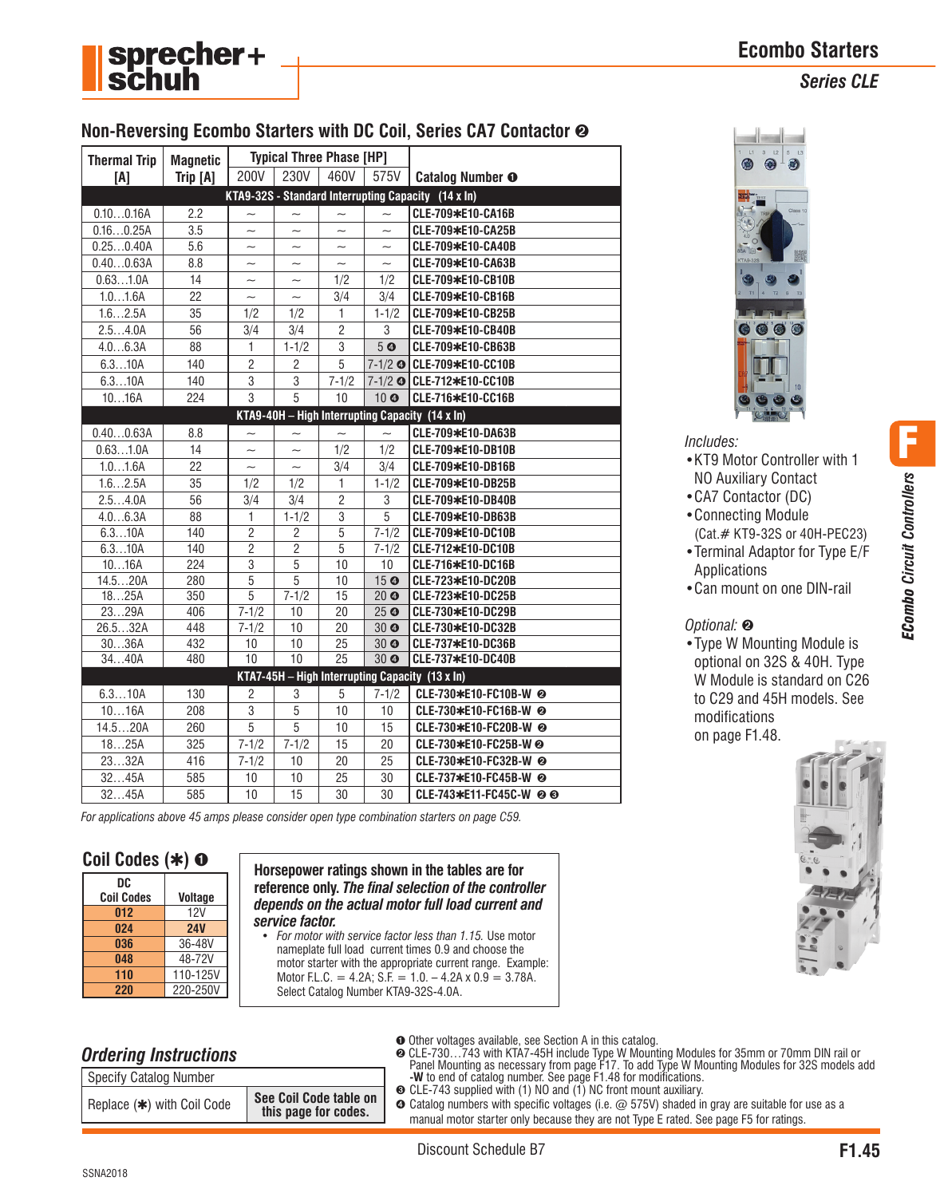# Ecombo Starters

## Series CLE

## Non-Reversing Ecombo Starters with DC Coil, Series CA7 Contactor ❷

| Thermal Trip [A] | Magnetic Trip [A] | Typical Three Phase [HP] 200V | 230V | 460V | 575V | Catalog Number ❶ |
|---|---|---|---|---|---|---|
| **KTA9-32S - Standard Interrupting Capacity (14 x In)** | | | | | | |
| 0.10…0.16A | 2.2 | ~ | ~ | ~ | ~ | CLE-709✱E10-CA16B |
| 0.16…0.25A | 3.5 | ~ | ~ | ~ | ~ | CLE-709✱E10-CA25B |
| 0.25…0.40A | 5.6 | ~ | ~ | ~ | ~ | CLE-709✱E10-CA40B |
| 0.40…0.63A | 8.8 | ~ | ~ | ~ | ~ | CLE-709✱E10-CA63B |
| 0.63…1.0A | 14 | ~ | ~ | 1/2 | 1/2 | CLE-709✱E10-CB10B |
| 1.0…1.6A | 22 | ~ | ~ | 3/4 | 3/4 | CLE-709✱E10-CB16B |
| 1.6…2.5A | 35 | 1/2 | 1/2 | 1 | 1-1/2 | CLE-709✱E10-CB25B |
| 2.5…4.0A | 56 | 3/4 | 3/4 | 2 | 3 | CLE-709✱E10-CB40B |
| 4.0…6.3A | 88 | 1 | 1-1/2 | 3 | 5 ❹ | CLE-709✱E10-CB63B |
| 6.3…10A | 140 | 2 | 2 | 5 | 7-1/2 ❹ | CLE-709✱E10-CC10B |
| 6.3…10A | 140 | 3 | 3 | 7-1/2 | 7-1/2 ❹ | CLE-712✱E10-CC10B |
| 10…16A | 224 | 3 | 5 | 10 | 10 ❹ | CLE-716✱E10-CC16B |
| **KTA9-40H – High Interrupting Capacity (14 x In)** | | | | | | |
| 0.40…0.63A | 8.8 | ~ | ~ | ~ | ~ | CLE-709✱E10-DA63B |
| 0.63…1.0A | 14 | ~ | ~ | 1/2 | 1/2 | CLE-709✱E10-DB10B |
| 1.0…1.6A | 22 | ~ | ~ | 3/4 | 3/4 | CLE-709✱E10-DB16B |
| 1.6…2.5A | 35 | 1/2 | 1/2 | 1 | 1-1/2 | CLE-709✱E10-DB25B |
| 2.5…4.0A | 56 | 3/4 | 3/4 | 2 | 3 | CLE-709✱E10-DB40B |
| 4.0…6.3A | 88 | 1 | 1-1/2 | 3 | 5 | CLE-709✱E10-DB63B |
| 6.3…10A | 140 | 2 | 2 | 5 | 7-1/2 | CLE-709✱E10-DC10B |
| 6.3…10A | 140 | 2 | 2 | 5 | 7-1/2 | CLE-712✱E10-DC10B |
| 10…16A | 224 | 3 | 5 | 10 | 10 | CLE-716✱E10-DC16B |
| 14.5…20A | 280 | 5 | 5 | 10 | 15 ❹ | CLE-723✱E10-DC20B |
| 18…25A | 350 | 5 | 7-1/2 | 15 | 20 ❹ | CLE-723✱E10-DC25B |
| 23…29A | 406 | 7-1/2 | 10 | 20 | 25 ❹ | CLE-730✱E10-DC29B |
| 26.5…32A | 448 | 7-1/2 | 10 | 20 | 30 ❹ | CLE-730✱E10-DC32B |
| 30…36A | 432 | 10 | 10 | 25 | 30 ❹ | CLE-737✱E10-DC36B |
| 34…40A | 480 | 10 | 10 | 25 | 30 ❹ | CLE-737✱E10-DC40B |
| **KTA7-45H – High Interrupting Capacity (13 x In)** | | | | | | |
| 6.3…10A | 130 | 2 | 3 | 5 | 7-1/2 | CLE-730✱E10-FC10B-W ❷ |
| 10…16A | 208 | 3 | 5 | 10 | 10 | CLE-730✱E10-FC16B-W ❷ |
| 14.5…20A | 260 | 5 | 5 | 10 | 15 | CLE-730✱E10-FC20B-W ❷ |
| 18…25A | 325 | 7-1/2 | 7-1/2 | 15 | 20 | CLE-730✱E10-FC25B-W ❷ |
| 23…32A | 416 | 7-1/2 | 10 | 20 | 25 | CLE-730✱E10-FC32B-W ❷ |
| 32…45A | 585 | 10 | 10 | 25 | 30 | CLE-737✱E10-FC45B-W ❷ |
| 32…45A | 585 | 10 | 15 | 30 | 30 | CLE-743✱E11-FC45C-W ❷ ❸ |

*For applications above 45 amps please consider open type combination starters on page C59.*

*Includes:*

- KT9 Motor Controller with 1 NO Auxiliary Contact
- CA7 Contactor (DC)
- Connecting Module (Cat.# KT9-32S or 40H-PEC23)
- Terminal Adaptor for Type E/F Applications
- Can mount on one DIN-rail

*Optional:* ❷

- Type W Mounting Module is optional on 32S & 40H. Type W Module is standard on C26 to C29 and 45H models. See modifications on page F1.48.

### Coil Codes (✱) ❶

| DC Coil Codes | Voltage |
|---|---|
| 012 | 12V |
| 024 | 24V |
| 036 | 36-48V |
| 048 | 48-72V |
| 110 | 110-125V |
| 220 | 220-250V |

**Horsepower ratings shown in the tables are for reference only. *The final selection of the controller depends on the actual motor full load current and service factor.***

- *For motor with service factor less than 1.15.* Use motor nameplate full load current times 0.9 and choose the motor starter with the appropriate current range. Example: Motor F.L.C. = 4.2A; S.F. = 1.0. – 4.2A x 0.9 = 3.78A. Select Catalog Number KTA9-32S-4.0A.

### *Ordering Instructions*

| Specify Catalog Number | |
|---|---|
| Replace (✱) with Coil Code | **See Coil Code table on this page for codes.** |

❶ Other voltages available, see Section A in this catalog.
❷ CLE-730…743 with KTA7-45H include Type W Mounting Modules for 35mm or 70mm DIN rail or Panel Mounting as necessary from page F17. To add Type W Mounting Modules for 32S models add **-W** to end of catalog number. See page F1.48 for modifications.
❸ CLE-743 supplied with (1) NO and (1) NC front mount auxiliary.
❹ Catalog numbers with specific voltages (i.e. @ 575V) shaded in gray are suitable for use as a manual motor starter only because they are not Type E rated. See page F5 for ratings.

Discount Schedule B7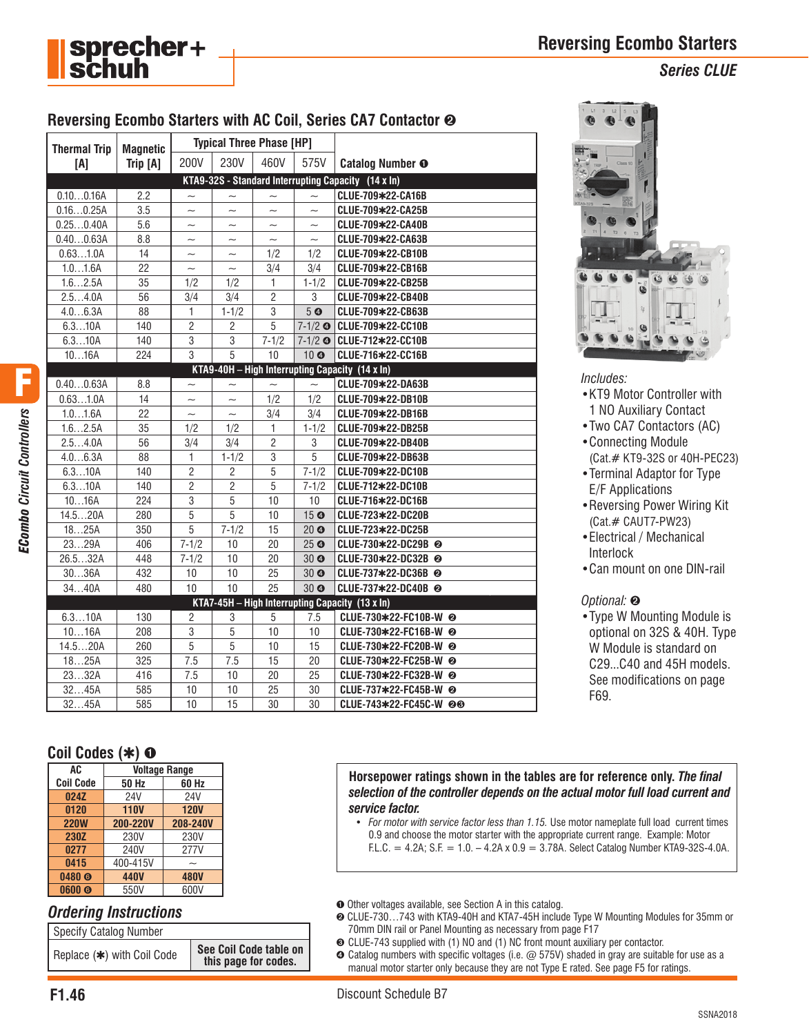# Reversing Ecombo Starters

*Series CLUE*

## Reversing Ecombo Starters with AC Coil, Series CA7 Contactor ❷

| Thermal Trip [A] | Magnetic Trip [A] | Typical Three Phase [HP] | | | | Catalog Number ❶ |
|---|---|---|---|---|---|---|
| | | 200V | 230V | 460V | 575V | |
| **KTA9-32S - Standard Interrupting Capacity (14 x In)** | | | | | | |
| 0.10…0.16A | 2.2 | ~ | ~ | ~ | ~ | CLUE-709✱22-CA16B |
| 0.16…0.25A | 3.5 | ~ | ~ | ~ | ~ | CLUE-709✱22-CA25B |
| 0.25…0.40A | 5.6 | ~ | ~ | ~ | ~ | CLUE-709✱22-CA40B |
| 0.40…0.63A | 8.8 | ~ | ~ | ~ | ~ | CLUE-709✱22-CA63B |
| 0.63…1.0A | 14 | ~ | ~ | 1/2 | 1/2 | CLUE-709✱22-CB10B |
| 1.0…1.6A | 22 | ~ | ~ | 3/4 | 3/4 | CLUE-709✱22-CB16B |
| 1.6…2.5A | 35 | 1/2 | 1/2 | 1 | 1-1/2 | CLUE-709✱22-CB25B |
| 2.5…4.0A | 56 | 3/4 | 3/4 | 2 | 3 | CLUE-709✱22-CB40B |
| 4.0…6.3A | 88 | 1 | 1-1/2 | 3 | 5 ❹ | CLUE-709✱22-CB63B |
| 6.3…10A | 140 | 2 | 2 | 5 | 7-1/2 ❹ | CLUE-709✱22-CC10B |
| 6.3…10A | 140 | 3 | 3 | 7-1/2 | 7-1/2 ❹ | CLUE-712✱22-CC10B |
| 10…16A | 224 | 3 | 5 | 10 | 10 ❹ | CLUE-716✱22-CC16B |
| **KTA9-40H – High Interrupting Capacity (14 x In)** | | | | | | |
| 0.40…0.63A | 8.8 | ~ | ~ | ~ | ~ | CLUE-709✱22-DA63B |
| 0.63…1.0A | 14 | ~ | ~ | 1/2 | 1/2 | CLUE-709✱22-DB10B |
| 1.0…1.6A | 22 | ~ | ~ | 3/4 | 3/4 | CLUE-709✱22-DB16B |
| 1.6…2.5A | 35 | 1/2 | 1/2 | 1 | 1-1/2 | CLUE-709✱22-DB25B |
| 2.5…4.0A | 56 | 3/4 | 3/4 | 2 | 3 | CLUE-709✱22-DB40B |
| 4.0…6.3A | 88 | 1 | 1-1/2 | 3 | 5 | CLUE-709✱22-DB63B |
| 6.3…10A | 140 | 2 | 2 | 5 | 7-1/2 | CLUE-709✱22-DC10B |
| 6.3…10A | 140 | 2 | 2 | 5 | 7-1/2 | CLUE-712✱22-DC10B |
| 10…16A | 224 | 3 | 5 | 10 | 10 | CLUE-716✱22-DC16B |
| 14.5…20A | 280 | 5 | 5 | 10 | 15 ❹ | CLUE-723✱22-DC20B |
| 18…25A | 350 | 5 | 7-1/2 | 15 | 20 ❹ | CLUE-723✱22-DC25B |
| 23…29A | 406 | 7-1/2 | 10 | 20 | 25 ❹ | CLUE-730✱22-DC29B ❷ |
| 26.5…32A | 448 | 7-1/2 | 10 | 20 | 30 ❹ | CLUE-730✱22-DC32B ❷ |
| 30…36A | 432 | 10 | 10 | 25 | 30 ❹ | CLUE-737✱22-DC36B ❷ |
| 34…40A | 480 | 10 | 10 | 25 | 30 ❹ | CLUE-737✱22-DC40B ❷ |
| **KTA7-45H – High Interrupting Capacity (13 x In)** | | | | | | |
| 6.3…10A | 130 | 2 | 3 | 5 | 7.5 | CLUE-730✱22-FC10B-W ❷ |
| 10…16A | 208 | 3 | 5 | 10 | 10 | CLUE-730✱22-FC16B-W ❷ |
| 14.5…20A | 260 | 5 | 5 | 10 | 15 | CLUE-730✱22-FC20B-W ❷ |
| 18…25A | 325 | 7.5 | 7.5 | 15 | 20 | CLUE-730✱22-FC25B-W ❷ |
| 23…32A | 416 | 7.5 | 10 | 20 | 25 | CLUE-730✱22-FC32B-W ❷ |
| 32…45A | 585 | 10 | 10 | 25 | 30 | CLUE-737✱22-FC45B-W ❷ |
| 32…45A | 585 | 10 | 15 | 30 | 30 | CLUE-743✱22-FC45C-W ❷❸ |

*Includes:*
- KT9 Motor Controller with 1 NO Auxiliary Contact
- Two CA7 Contactors (AC)
- Connecting Module (Cat.# KT9-32S or 40H-PEC23)
- Terminal Adaptor for Type E/F Applications
- Reversing Power Wiring Kit (Cat.# CAUT7-PW23)
- Electrical / Mechanical Interlock
- Can mount on one DIN-rail

*Optional:* ❷
- Type W Mounting Module is optional on 32S & 40H. Type W Module is standard on C29...C40 and 45H models. See modifications on page F69.

## Coil Codes (✱) ❶

| AC Coil Code | Voltage Range | |
|---|---|---|
| | 50 Hz | 60 Hz |
| 024Z | 24V | 24V |
| 0120 | 110V | 120V |
| 220W | 200-220V | 208-240V |
| 230Z | 230V | 230V |
| 0277 | 240V | 277V |
| 0415 | 400-415V | ~ |
| 0480 ❺ | 440V | 480V |
| 0600 ❺ | 550V | 600V |

## *Ordering Instructions*

| Specify Catalog Number | |
|---|---|
| Replace (✱) with Coil Code | See Coil Code table on this page for codes. |

**Horsepower ratings shown in the tables are for reference only. *The final selection of the controller depends on the actual motor full load current and service factor.***

- *For motor with service factor less than 1.15.* Use motor nameplate full load current times 0.9 and choose the motor starter with the appropriate current range. Example: Motor F.L.C. = 4.2A; S.F. = 1.0. – 4.2A x 0.9 = 3.78A. Select Catalog Number KTA9-32S-4.0A.

❶ Other voltages available, see Section A in this catalog.
❷ CLUE-730…743 with KTA9-40H and KTA7-45H include Type W Mounting Modules for 35mm or 70mm DIN rail or Panel Mounting as necessary from page F17
❸ CLUE-743 supplied with (1) NO and (1) NC front mount auxiliary per contactor.
❹ Catalog numbers with specific voltages (i.e. @ 575V) shaded in gray are suitable for use as a manual motor starter only because they are not Type E rated. See page F5 for ratings.

Discount Schedule B7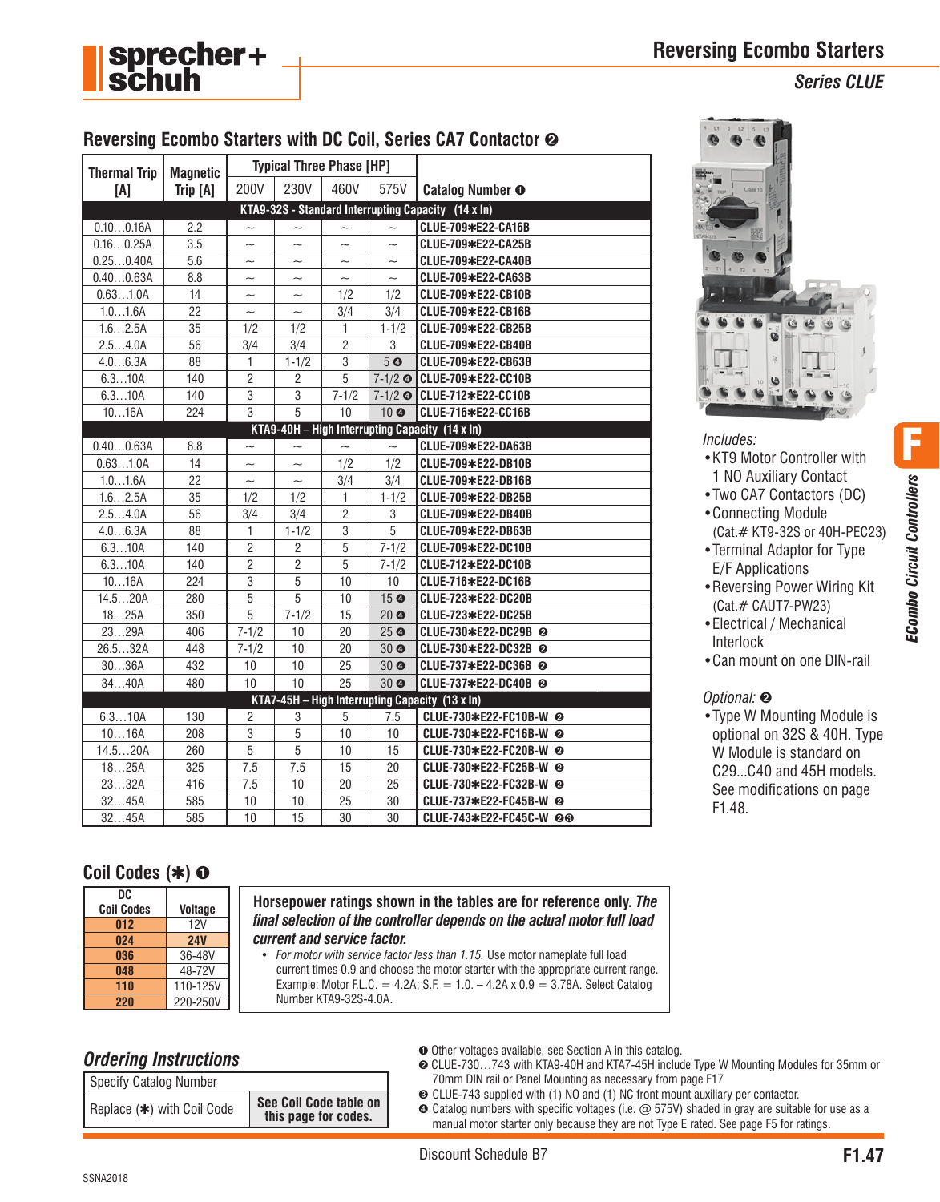# Reversing Ecombo Starters

## Series CLUE

### Reversing Ecombo Starters with DC Coil, Series CA7 Contactor ❷

| Thermal Trip [A] | Magnetic Trip [A] | Typical Three Phase [HP] | | | | Catalog Number ❶ |
|---|---|---|---|---|---|---|
| | | 200V | 230V | 460V | 575V | |
| **KTA9-32S - Standard Interrupting Capacity (14 x In)** | | | | | | |
| 0.10…0.16A | 2.2 | ~ | ~ | ~ | ~ | CLUE-709✱E22-CA16B |
| 0.16…0.25A | 3.5 | ~ | ~ | ~ | ~ | CLUE-709✱E22-CA25B |
| 0.25…0.40A | 5.6 | ~ | ~ | ~ | ~ | CLUE-709✱E22-CA40B |
| 0.40…0.63A | 8.8 | ~ | ~ | ~ | ~ | CLUE-709✱E22-CA63B |
| 0.63…1.0A | 14 | ~ | ~ | 1/2 | 1/2 | CLUE-709✱E22-CB10B |
| 1.0…1.6A | 22 | ~ | ~ | 3/4 | 3/4 | CLUE-709✱E22-CB16B |
| 1.6…2.5A | 35 | 1/2 | 1/2 | 1 | 1-1/2 | CLUE-709✱E22-CB25B |
| 2.5…4.0A | 56 | 3/4 | 3/4 | 2 | 3 | CLUE-709✱E22-CB40B |
| 4.0…6.3A | 88 | 1 | 1-1/2 | 3 | 5 ❹ | CLUE-709✱E22-CB63B |
| 6.3…10A | 140 | 2 | 2 | 5 | 7-1/2 ❹ | CLUE-709✱E22-CC10B |
| 6.3…10A | 140 | 3 | 3 | 7-1/2 | 7-1/2 ❹ | CLUE-712✱E22-CC10B |
| 10…16A | 224 | 3 | 5 | 10 | 10 ❹ | CLUE-716✱E22-CC16B |
| **KTA9-40H – High Interrupting Capacity (14 x In)** | | | | | | |
| 0.40…0.63A | 8.8 | ~ | ~ | ~ | ~ | CLUE-709✱E22-DA63B |
| 0.63…1.0A | 14 | ~ | ~ | 1/2 | 1/2 | CLUE-709✱E22-DB10B |
| 1.0…1.6A | 22 | ~ | ~ | 3/4 | 3/4 | CLUE-709✱E22-DB16B |
| 1.6…2.5A | 35 | 1/2 | 1/2 | 1 | 1-1/2 | CLUE-709✱E22-DB25B |
| 2.5…4.0A | 56 | 3/4 | 3/4 | 2 | 3 | CLUE-709✱E22-DB40B |
| 4.0…6.3A | 88 | 1 | 1-1/2 | 3 | 5 | CLUE-709✱E22-DB63B |
| 6.3…10A | 140 | 2 | 2 | 5 | 7-1/2 | CLUE-709✱E22-DC10B |
| 6.3…10A | 140 | 2 | 2 | 5 | 7-1/2 | CLUE-712✱E22-DC10B |
| 10…16A | 224 | 3 | 5 | 10 | 10 | CLUE-716✱E22-DC16B |
| 14.5…20A | 280 | 5 | 5 | 10 | 15 ❹ | CLUE-723✱E22-DC20B |
| 18…25A | 350 | 5 | 7-1/2 | 15 | 20 ❹ | CLUE-723✱E22-DC25B |
| 23…29A | 406 | 7-1/2 | 10 | 20 | 25 ❹ | CLUE-730✱E22-DC29B ❷ |
| 26.5…32A | 448 | 7-1/2 | 10 | 20 | 30 ❹ | CLUE-730✱E22-DC32B ❷ |
| 30…36A | 432 | 10 | 10 | 25 | 30 ❹ | CLUE-737✱E22-DC36B ❷ |
| 34…40A | 480 | 10 | 10 | 25 | 30 ❹ | CLUE-737✱E22-DC40B ❷ |
| **KTA7-45H – High Interrupting Capacity (13 x In)** | | | | | | |
| 6.3…10A | 130 | 2 | 3 | 5 | 7.5 | CLUE-730✱E22-FC10B-W ❷ |
| 10…16A | 208 | 3 | 5 | 10 | 10 | CLUE-730✱E22-FC16B-W ❷ |
| 14.5…20A | 260 | 5 | 5 | 10 | 15 | CLUE-730✱E22-FC20B-W ❷ |
| 18…25A | 325 | 7.5 | 7.5 | 15 | 20 | CLUE-730✱E22-FC25B-W ❷ |
| 23…32A | 416 | 7.5 | 10 | 20 | 25 | CLUE-730✱E22-FC32B-W ❷ |
| 32…45A | 585 | 10 | 10 | 25 | 30 | CLUE-737✱E22-FC45B-W ❷ |
| 32…45A | 585 | 10 | 15 | 30 | 30 | CLUE-743✱E22-FC45C-W ❷❸ |

*Includes:*

- KT9 Motor Controller with 1 NO Auxiliary Contact
- Two CA7 Contactors (DC)
- Connecting Module (Cat.# KT9-32S or 40H-PEC23)
- Terminal Adaptor for Type E/F Applications
- Reversing Power Wiring Kit (Cat.# CAUT7-PW23)
- Electrical / Mechanical Interlock
- Can mount on one DIN-rail

*Optional:* ❷

- Type W Mounting Module is optional on 32S & 40H. Type W Module is standard on C29...C40 and 45H models. See modifications on page F1.48.

### Coil Codes (✱) ❶

| DC Coil Codes | Voltage |
|---|---|
| 012 | 12V |
| 024 | 24V |
| 036 | 36-48V |
| 048 | 48-72V |
| 110 | 110-125V |
| 220 | 220-250V |

**Horsepower ratings shown in the tables are for reference only.** ***The final selection of the controller depends on the actual motor full load current and service factor.***

- *For motor with service factor less than 1.15.* Use motor nameplate full load current times 0.9 and choose the motor starter with the appropriate current range. Example: Motor F.L.C. = 4.2A; S.F. = 1.0. – 4.2A x 0.9 = 3.78A. Select Catalog Number KTA9-32S-4.0A.

### *Ordering Instructions*

| Specify Catalog Number | |
|---|---|
| Replace (✱) with Coil Code | **See Coil Code table on this page for codes.** |

❶ Other voltages available, see Section A in this catalog.
❷ CLUE-730…743 with KTA9-40H and KTA7-45H include Type W Mounting Modules for 35mm or 70mm DIN rail or Panel Mounting as necessary from page F17
❸ CLUE-743 supplied with (1) NO and (1) NC front mount auxiliary per contactor.
❹ Catalog numbers with specific voltages (i.e. @ 575V) shaded in gray are suitable for use as a manual motor starter only because they are not Type E rated. See page F5 for ratings.

Discount Schedule B7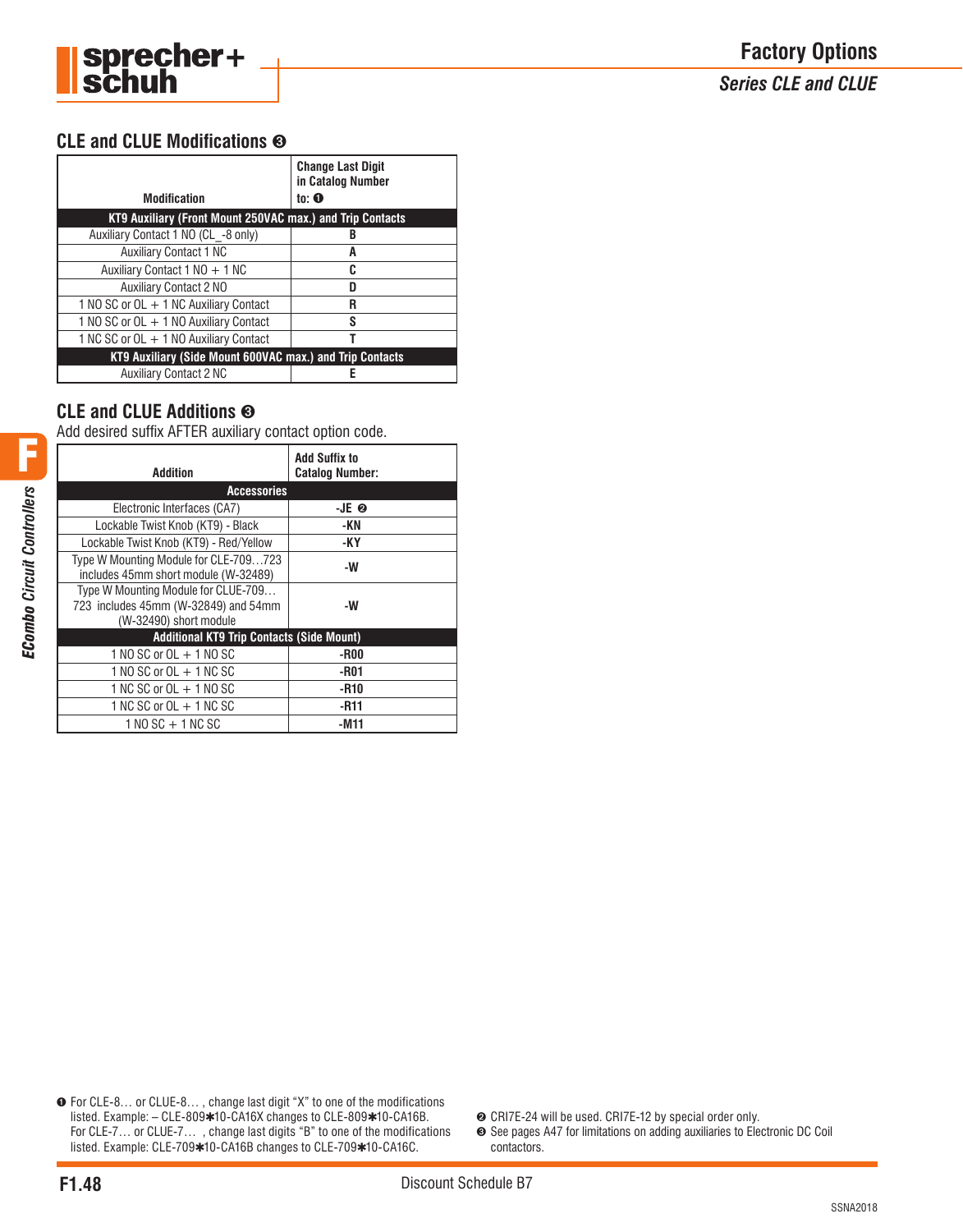# Factory Options

*Series CLE and CLUE*

## CLE and CLUE Modifications ❸

| Modification | Change Last Digit in Catalog Number to: ❶ |
|---|---|
| **KT9 Auxiliary (Front Mount 250VAC max.) and Trip Contacts** | |
| Auxiliary Contact 1 NO (CL_-8 only) | B |
| Auxiliary Contact 1 NC | A |
| Auxiliary Contact 1 NO + 1 NC | C |
| Auxiliary Contact 2 NO | D |
| 1 NO SC or OL + 1 NC Auxiliary Contact | R |
| 1 NO SC or OL + 1 NO Auxiliary Contact | S |
| 1 NC SC or OL + 1 NO Auxiliary Contact | T |
| **KT9 Auxiliary (Side Mount 600VAC max.) and Trip Contacts** | |
| Auxiliary Contact 2 NC | E |

## CLE and CLUE Additions ❸

Add desired suffix AFTER auxiliary contact option code.

| Addition | Add Suffix to Catalog Number: |
|---|---|
| **Accessories** | |
| Electronic Interfaces (CA7) | -JE ❷ |
| Lockable Twist Knob (KT9) - Black | -KN |
| Lockable Twist Knob (KT9) - Red/Yellow | -KY |
| Type W Mounting Module for CLE-709…723 includes 45mm short module (W-32489) | -W |
| Type W Mounting Module for CLUE-709…723 includes 45mm (W-32849) and 54mm (W-32490) short module | -W |
| **Additional KT9 Trip Contacts (Side Mount)** | |
| 1 NO SC or OL + 1 NO SC | -R00 |
| 1 NO SC or OL + 1 NC SC | -R01 |
| 1 NC SC or OL + 1 NO SC | -R10 |
| 1 NC SC or OL + 1 NC SC | -R11 |
| 1 NO SC + 1 NC SC | -M11 |

❶ For CLE-8… or CLUE-8… , change last digit "X" to one of the modifications listed. Example: – CLE-809✱10-CA16X changes to CLE-809✱10-CA16B. For CLE-7… or CLUE-7… , change last digits "B" to one of the modifications listed. Example: CLE-709✱10-CA16B changes to CLE-709✱10-CA16C.

❷ CRI7E-24 will be used. CRI7E-12 by special order only.

❸ See pages A47 for limitations on adding auxiliaries to Electronic DC Coil contactors.

Discount Schedule B7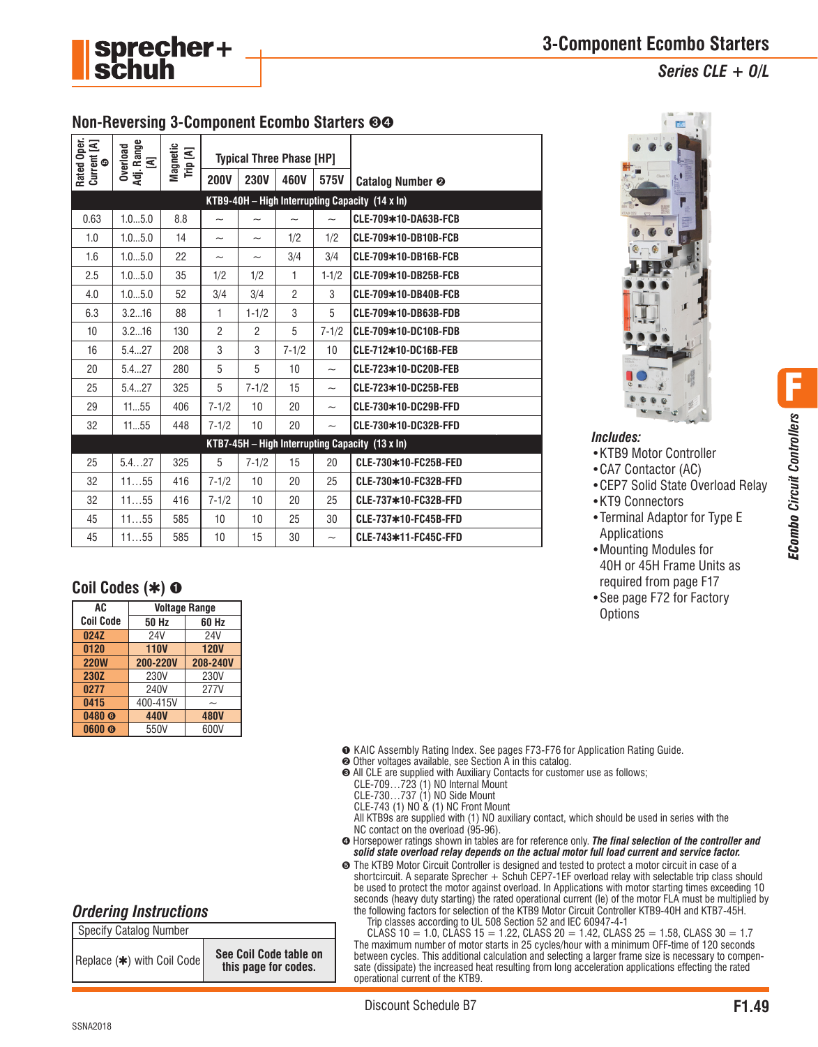# 3-Component Ecombo Starters

*Series CLE + O/L*

## Non-Reversing 3-Component Ecombo Starters ❸❹

| Rated Oper. Current [A] ❺ | Overload Adj. Range [A] | Magnetic Trip [A] | Typical Three Phase [HP] | | | | Catalog Number ❷ |
|---|---|---|---|---|---|---|---|
| | | | 200V | 230V | 460V | 575V | |
| **KTB9-40H – High Interrupting Capacity (14 x In)** | | | | | | | |
| 0.63 | 1.0...5.0 | 8.8 | ~ | ~ | ~ | ~ | CLE-709✱10-DA63B-FCB |
| 1.0 | 1.0...5.0 | 14 | ~ | ~ | 1/2 | 1/2 | CLE-709✱10-DB10B-FCB |
| 1.6 | 1.0...5.0 | 22 | ~ | ~ | 3/4 | 3/4 | CLE-709✱10-DB16B-FCB |
| 2.5 | 1.0...5.0 | 35 | 1/2 | 1/2 | 1 | 1-1/2 | CLE-709✱10-DB25B-FCB |
| 4.0 | 1.0...5.0 | 52 | 3/4 | 3/4 | 2 | 3 | CLE-709✱10-DB40B-FCB |
| 6.3 | 3.2...16 | 88 | 1 | 1-1/2 | 3 | 5 | CLE-709✱10-DB63B-FDB |
| 10 | 3.2...16 | 130 | 2 | 2 | 5 | 7-1/2 | CLE-709✱10-DC10B-FDB |
| 16 | 5.4...27 | 208 | 3 | 3 | 7-1/2 | 10 | CLE-712✱10-DC16B-FEB |
| 20 | 5.4...27 | 280 | 5 | 5 | 10 | ~ | CLE-723✱10-DC20B-FEB |
| 25 | 5.4...27 | 325 | 5 | 7-1/2 | 15 | ~ | CLE-723✱10-DC25B-FEB |
| 29 | 11...55 | 406 | 7-1/2 | 10 | 20 | ~ | CLE-730✱10-DC29B-FFD |
| 32 | 11...55 | 448 | 7-1/2 | 10 | 20 | ~ | CLE-730✱10-DC32B-FFD |
| **KTB7-45H – High Interrupting Capacity (13 x In)** | | | | | | | |
| 25 | 5.4…27 | 325 | 5 | 7-1/2 | 15 | 20 | CLE-730✱10-FC25B-FED |
| 32 | 11…55 | 416 | 7-1/2 | 10 | 20 | 25 | CLE-730✱10-FC32B-FFD |
| 32 | 11…55 | 416 | 7-1/2 | 10 | 20 | 25 | CLE-737✱10-FC32B-FFD |
| 45 | 11…55 | 585 | 10 | 10 | 25 | 30 | CLE-737✱10-FC45B-FFD |
| 45 | 11…55 | 585 | 10 | 15 | 30 | ~ | CLE-743✱11-FC45C-FFD |

*Includes:*
- KTB9 Motor Controller
- CA7 Contactor (AC)
- CEP7 Solid State Overload Relay
- KT9 Connectors
- Terminal Adaptor for Type E Applications
- Mounting Modules for 40H or 45H Frame Units as required from page F17
- See page F72 for Factory Options

## Coil Codes (✱) ❶

| AC Coil Code | Voltage Range | |
|---|---|---|
| | 50 Hz | 60 Hz |
| 024Z | 24V | 24V |
| **0120** | **110V** | **120V** |
| **220W** | **200-220V** | **208-240V** |
| 230Z | 230V | 230V |
| 0277 | 240V | 277V |
| 0415 | 400-415V | ~ |
| **0480 ❻** | **440V** | **480V** |
| 0600 ❻ | 550V | 600V |

## *Ordering Instructions*

| Specify Catalog Number | |
|---|---|
| Replace (✱) with Coil Code | **See Coil Code table on this page for codes.** |

❶ KAIC Assembly Rating Index. See pages F73-F76 for Application Rating Guide.
❷ Other voltages available, see Section A in this catalog.
❸ All CLE are supplied with Auxiliary Contacts for customer use as follows;
CLE-709…723 (1) NO Internal Mount
CLE-730…737 (1) NO Side Mount
CLE-743 (1) NO & (1) NC Front Mount
All KTB9s are supplied with (1) NO auxiliary contact, which should be used in series with the NC contact on the overload (95-96).
❹ Horsepower ratings shown in tables are for reference only. ***The final selection of the controller and solid state overload relay depends on the actual motor full load current and service factor.***
❺ The KTB9 Motor Circuit Controller is designed and tested to protect a motor circuit in case of a shortcircuit. A separate Sprecher + Schuh CEP7-1EF overload relay with selectable trip class should be used to protect the motor against overload. In Applications with motor starting times exceeding 10 seconds (heavy duty starting) the rated operational current (Ie) of the motor FLA must be multiplied by the following factors for selection of the KTB9 Motor Circuit Controller KTB9-40H and KTB7-45H.
Trip classes according to UL 508 Section 52 and IEC 60947-4-1
CLASS 10 = 1.0, CLASS 15 = 1.22, CLASS 20 = 1.42, CLASS 25 = 1.58, CLASS 30 = 1.7
The maximum number of motor starts in 25 cycles/hour with a minimum OFF-time of 120 seconds between cycles. This additional calculation and selecting a larger frame size is necessary to compensate (dissipate) the increased heat resulting from long acceleration applications effecting the rated operational current of the KTB9.

Discount Schedule B7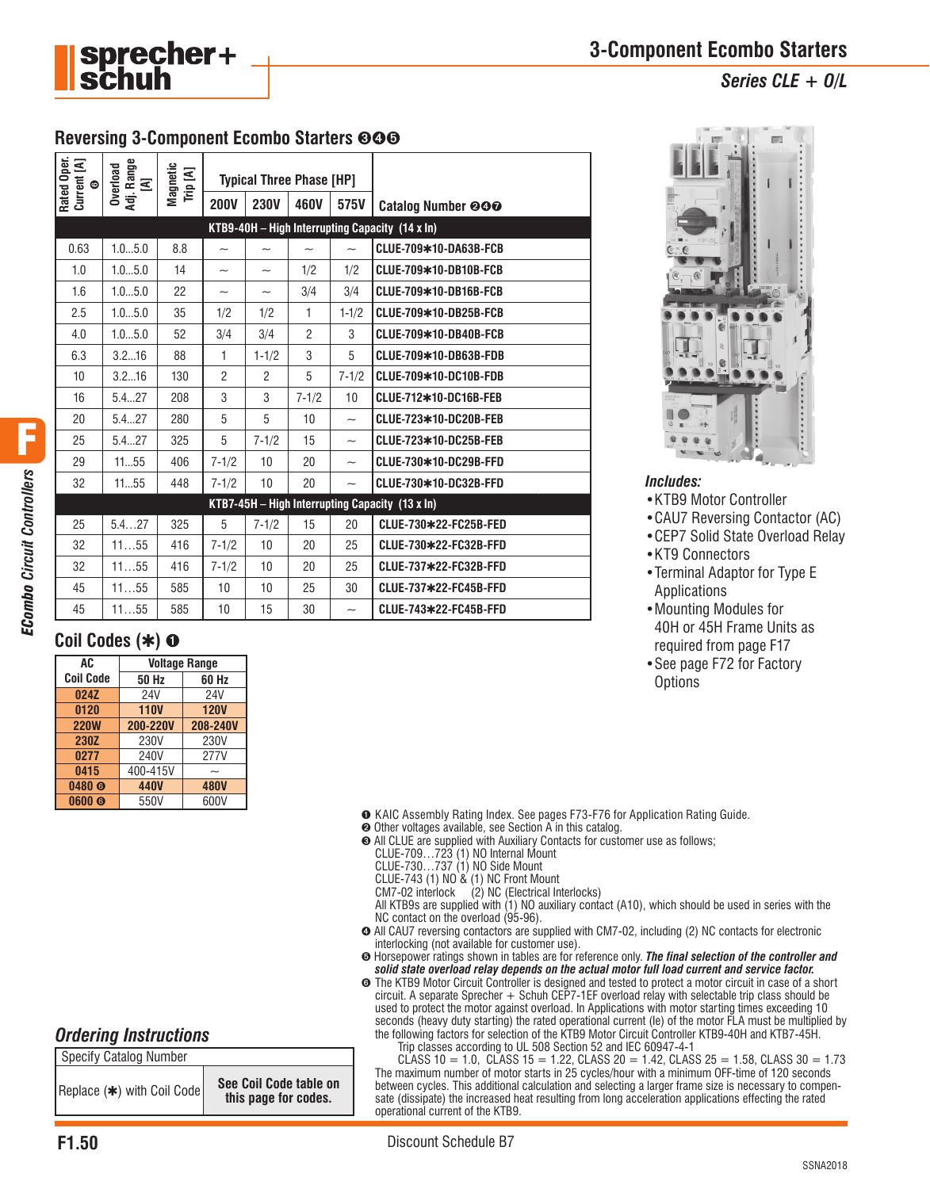# 3-Component Ecombo Starters

*Series CLE + O/L*

## Reversing 3-Component Ecombo Starters ❸❹❺

| Rated Oper. Current [A] ❻ | Overload Adj. Range [A] | Magnetic Trip [A] | Typical Three Phase [HP] | | | | Catalog Number ❷❼ |
|---|---|---|---|---|---|---|---|
| | | | 200V | 230V | 460V | 575V | |
| **KTB9-40H – High Interrupting Capacity (14 x In)** | | | | | | | |
| 0.63 | 1.0...5.0 | 8.8 | ~ | ~ | ~ | ~ | CLUE-709✱10-DA63B-FCB |
| 1.0 | 1.0...5.0 | 14 | ~ | ~ | 1/2 | 1/2 | CLUE-709✱10-DB10B-FCB |
| 1.6 | 1.0...5.0 | 22 | ~ | ~ | 3/4 | 3/4 | CLUE-709✱10-DB16B-FCB |
| 2.5 | 1.0...5.0 | 35 | 1/2 | 1/2 | 1 | 1-1/2 | CLUE-709✱10-DB25B-FCB |
| 4.0 | 1.0...5.0 | 52 | 3/4 | 3/4 | 2 | 3 | CLUE-709✱10-DB40B-FCB |
| 6.3 | 3.2...16 | 88 | 1 | 1-1/2 | 3 | 5 | CLUE-709✱10-DB63B-FDB |
| 10 | 3.2...16 | 130 | 2 | 2 | 5 | 7-1/2 | CLUE-709✱10-DC10B-FDB |
| 16 | 5.4...27 | 208 | 3 | 3 | 7-1/2 | 10 | CLUE-712✱10-DC16B-FEB |
| 20 | 5.4...27 | 280 | 5 | 5 | 10 | ~ | CLUE-723✱10-DC20B-FEB |
| 25 | 5.4...27 | 325 | 5 | 7-1/2 | 15 | ~ | CLUE-723✱10-DC25B-FEB |
| 29 | 11...55 | 406 | 7-1/2 | 10 | 20 | ~ | CLUE-730✱10-DC29B-FFD |
| 32 | 11...55 | 448 | 7-1/2 | 10 | 20 | ~ | CLUE-730✱10-DC32B-FFD |
| **KTB7-45H – High Interrupting Capacity (13 x In)** | | | | | | | |
| 25 | 5.4...27 | 325 | 5 | 7-1/2 | 15 | 20 | CLUE-730✱22-FC25B-FED |
| 32 | 11...55 | 416 | 7-1/2 | 10 | 20 | 25 | CLUE-730✱22-FC32B-FFD |
| 32 | 11...55 | 416 | 7-1/2 | 10 | 20 | 25 | CLUE-737✱22-FC32B-FFD |
| 45 | 11...55 | 585 | 10 | 10 | 25 | 30 | CLUE-737✱22-FC45B-FFD |
| 45 | 11...55 | 585 | 10 | 15 | 30 | ~ | CLUE-743✱22-FC45B-FFD |

***Includes:***

- KTB9 Motor Controller
- CAU7 Reversing Contactor (AC)
- CEP7 Solid State Overload Relay
- KT9 Connectors
- Terminal Adaptor for Type E Applications
- Mounting Modules for 40H or 45H Frame Units as required from page F17
- See page F72 for Factory Options

## Coil Codes (✱) ❶

| AC Coil Code | Voltage Range | |
|---|---|---|
| | 50 Hz | 60 Hz |
| **024Z** | 24V | 24V |
| **0120** | **110V** | **120V** |
| **220W** | **200-220V** | **208-240V** |
| **230Z** | 230V | 230V |
| **0277** | 240V | 277V |
| **0415** | 400-415V | ~ |
| **0480 ❻** | **440V** | **480V** |
| **0600 ❻** | 550V | 600V |

## *Ordering Instructions*

| Specify Catalog Number | |
|---|---|
| Replace (✱) with Coil Code | **See Coil Code table on this page for codes.** |

❶ KAIC Assembly Rating Index. See pages F73-F76 for Application Rating Guide.
❷ Other voltages available, see Section A in this catalog.
❸ All CLUE are supplied with Auxiliary Contacts for customer use as follows;
CLUE-709…723 (1) NO Internal Mount
CLUE-730…737 (1) NO Side Mount
CLUE-743 (1) NO & (1) NC Front Mount
CM7-02 interlock (2) NC (Electrical Interlocks)
All KTB9s are supplied with (1) NO auxiliary contact (A10), which should be used in series with the NC contact on the overload (95-96).
❹ All CAU7 reversing contactors are supplied with CM7-02, including (2) NC contacts for electronic interlocking (not available for customer use).
❺ Horsepower ratings shown in tables are for reference only. ***The final selection of the controller and solid state overload relay depends on the actual motor full load current and service factor.***
❻ The KTB9 Motor Circuit Controller is designed and tested to protect a motor circuit in case of a short circuit. A separate Sprecher + Schuh CEP7-1EF overload relay with selectable trip class should be used to protect the motor against overload. In Applications with motor starting times exceeding 10 seconds (heavy duty starting) the rated operational current (Ie) of the motor FLA must be multiplied by the following factors for selection of the KTB9 Motor Circuit Controller KTB9-40H and KTB7-45H.
Trip classes according to UL 508 Section 52 and IEC 60947-4-1
CLASS 10 = 1.0, CLASS 15 = 1.22, CLASS 20 = 1.42, CLASS 25 = 1.58, CLASS 30 = 1.73
The maximum number of motor starts in 25 cycles/hour with a minimum OFF-time of 120 seconds between cycles. This additional calculation and selecting a larger frame size is necessary to compensate (dissipate) the increased heat resulting from long acceleration applications effecting the rated operational current of the KTB9.

Discount Schedule B7